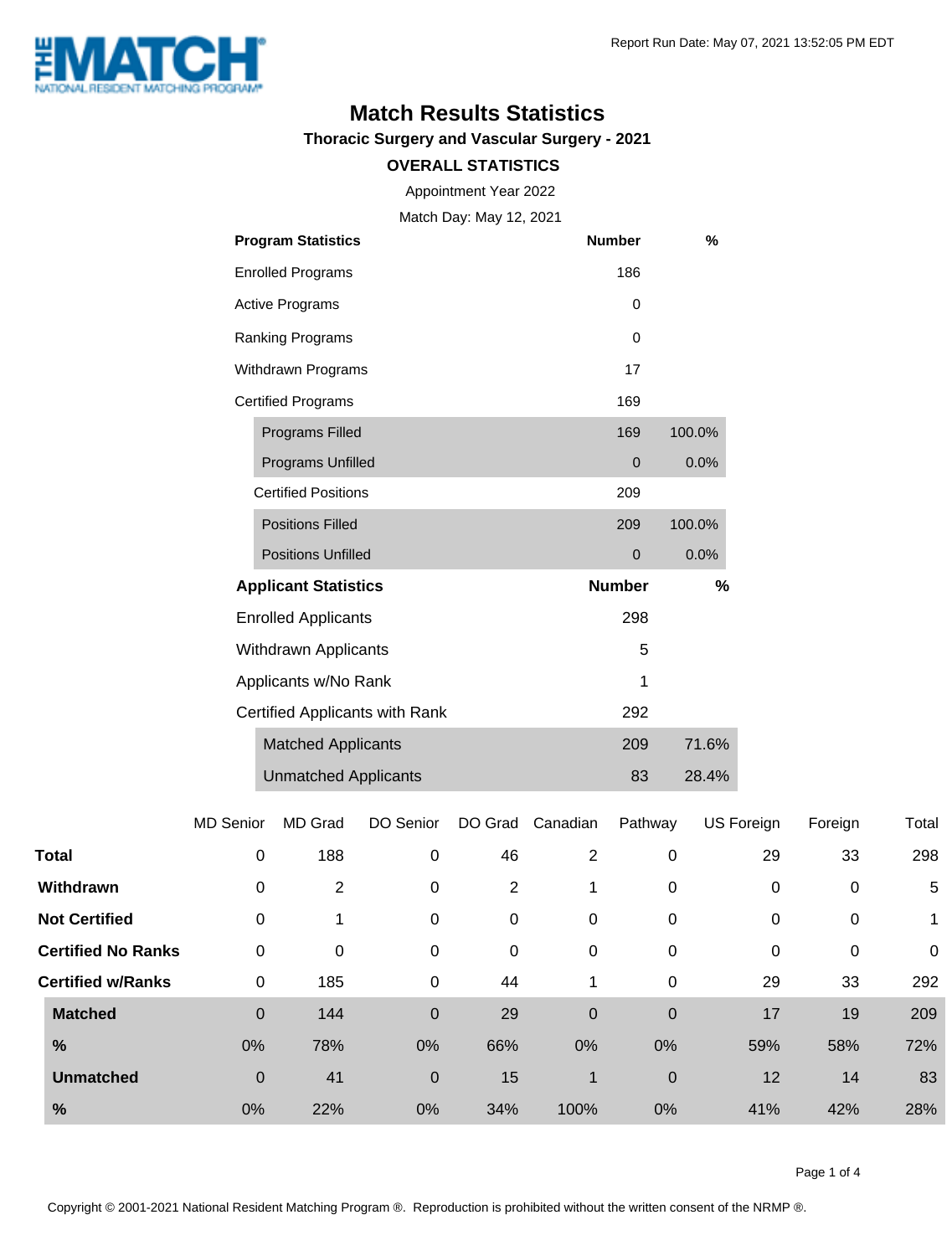Report Run Date: May 07, 2021 13:52:05 PM EDT

# Match Results Statistics

## Thoracic Surgery and Vascular Surgery - 2021

### OVERALL STATISTICS

Appointment Year 2022

Match Day: May 12, 2021

| Program Statistics | Number | % |
|---|---|---|
| Enrolled Programs | 186 | |
| Active Programs | 0 | |
| Ranking Programs | 0 | |
| Withdrawn Programs | 17 | |
| Certified Programs | 169 | |
| Programs Filled | 169 | 100.0% |
| Programs Unfilled | 0 | 0.0% |
| Certified Positions | 209 | |
| Positions Filled | 209 | 100.0% |
| Positions Unfilled | 0 | 0.0% |

| Applicant Statistics | Number | % |
|---|---|---|
| Enrolled Applicants | 298 | |
| Withdrawn Applicants | 5 | |
| Applicants w/No Rank | 1 | |
| Certified Applicants with Rank | 292 | |
| Matched Applicants | 209 | 71.6% |
| Unmatched Applicants | 83 | 28.4% |

| | MD Senior | MD Grad | DO Senior | DO Grad | Canadian | Pathway | US Foreign | Foreign | Total |
|---|---|---|---|---|---|---|---|---|---|
| **Total** | 0 | 188 | 0 | 46 | 2 | 0 | 29 | 33 | 298 |
| **Withdrawn** | 0 | 2 | 0 | 2 | 1 | 0 | 0 | 0 | 5 |
| **Not Certified** | 0 | 1 | 0 | 0 | 0 | 0 | 0 | 0 | 1 |
| **Certified No Ranks** | 0 | 0 | 0 | 0 | 0 | 0 | 0 | 0 | 0 |
| **Certified w/Ranks** | 0 | 185 | 0 | 44 | 1 | 0 | 29 | 33 | 292 |
| **Matched** | 0 | 144 | 0 | 29 | 0 | 0 | 17 | 19 | 209 |
| **%** | 0% | 78% | 0% | 66% | 0% | 0% | 59% | 58% | 72% |
| **Unmatched** | 0 | 41 | 0 | 15 | 1 | 0 | 12 | 14 | 83 |
| **%** | 0% | 22% | 0% | 34% | 100% | 0% | 41% | 42% | 28% |

Copyright © 2001-2021 National Resident Matching Program ®. Reproduction is prohibited without the written consent of the NRMP ®.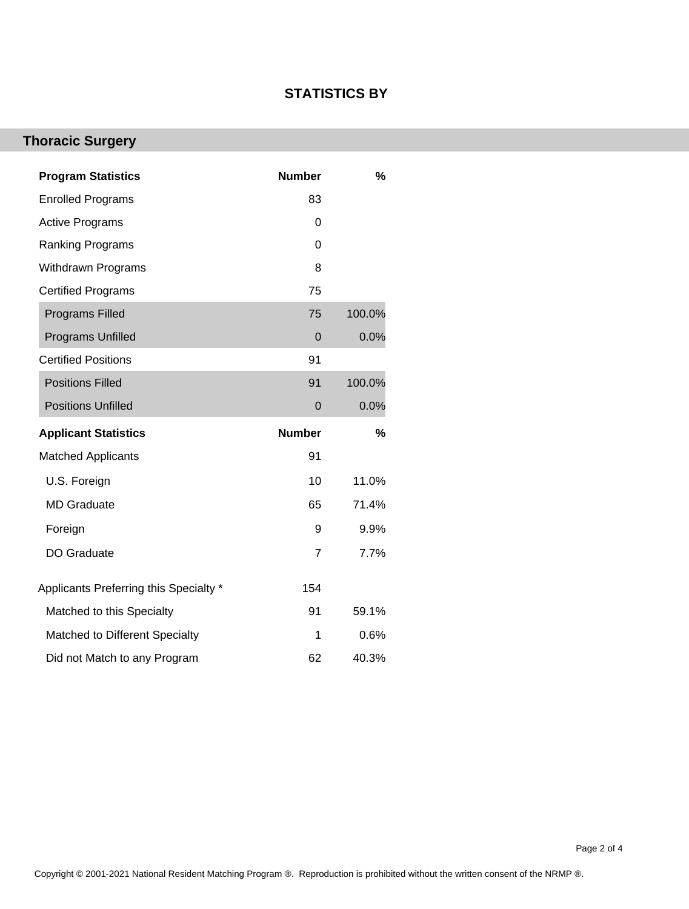## STATISTICS BY

### Thoracic Surgery

| Program Statistics | Number | % |
|---|---|---|
| Enrolled Programs | 83 | |
| Active Programs | 0 | |
| Ranking Programs | 0 | |
| Withdrawn Programs | 8 | |
| Certified Programs | 75 | |
| Programs Filled | 75 | 100.0% |
| Programs Unfilled | 0 | 0.0% |
| Certified Positions | 91 | |
| Positions Filled | 91 | 100.0% |
| Positions Unfilled | 0 | 0.0% |

| Applicant Statistics | Number | % |
|---|---|---|
| Matched Applicants | 91 | |
| U.S. Foreign | 10 | 11.0% |
| MD Graduate | 65 | 71.4% |
| Foreign | 9 | 9.9% |
| DO Graduate | 7 | 7.7% |
| Applicants Preferring this Specialty * | 154 | |
| Matched to this Specialty | 91 | 59.1% |
| Matched to Different Specialty | 1 | 0.6% |
| Did not Match to any Program | 62 | 40.3% |

Copyright © 2001-2021 National Resident Matching Program ®. Reproduction is prohibited without the written consent of the NRMP ®.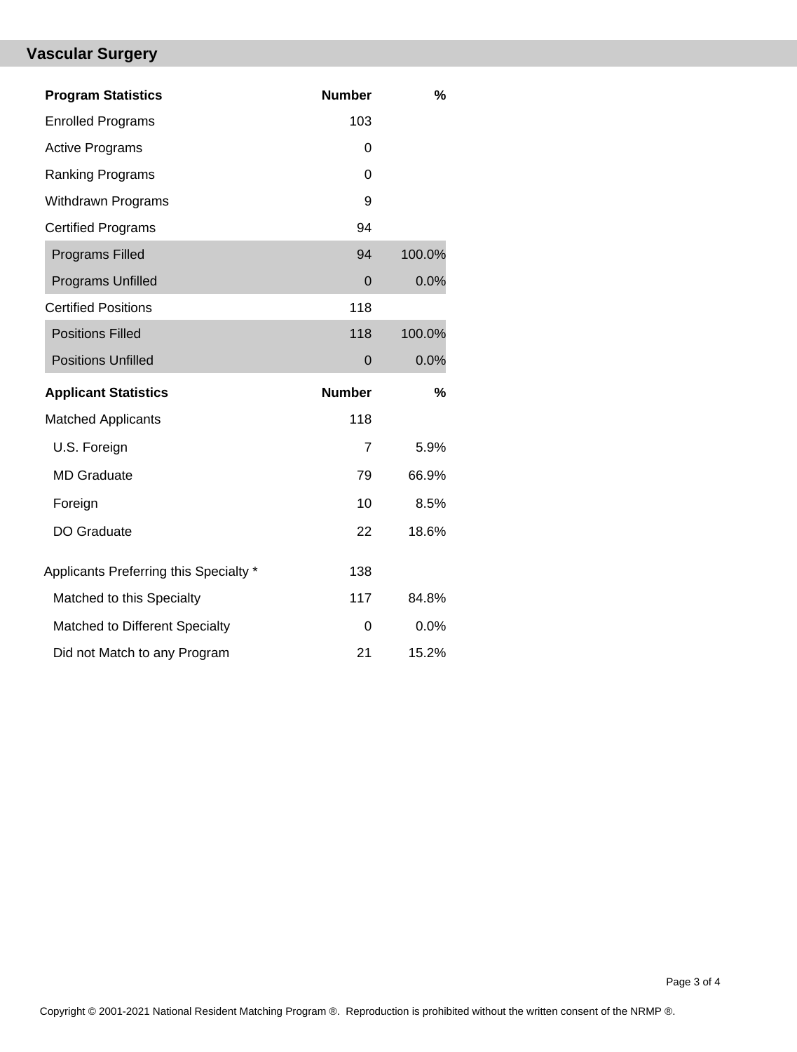## Vascular Surgery

| Program Statistics | Number | % |
|---|---|---|
| Enrolled Programs | 103 | |
| Active Programs | 0 | |
| Ranking Programs | 0 | |
| Withdrawn Programs | 9 | |
| Certified Programs | 94 | |
| Programs Filled | 94 | 100.0% |
| Programs Unfilled | 0 | 0.0% |
| Certified Positions | 118 | |
| Positions Filled | 118 | 100.0% |
| Positions Unfilled | 0 | 0.0% |

| Applicant Statistics | Number | % |
|---|---|---|
| Matched Applicants | 118 | |
| U.S. Foreign | 7 | 5.9% |
| MD Graduate | 79 | 66.9% |
| Foreign | 10 | 8.5% |
| DO Graduate | 22 | 18.6% |
| Applicants Preferring this Specialty * | 138 | |
| Matched to this Specialty | 117 | 84.8% |
| Matched to Different Specialty | 0 | 0.0% |
| Did not Match to any Program | 21 | 15.2% |

Copyright © 2001-2021 National Resident Matching Program ®. Reproduction is prohibited without the written consent of the NRMP ®.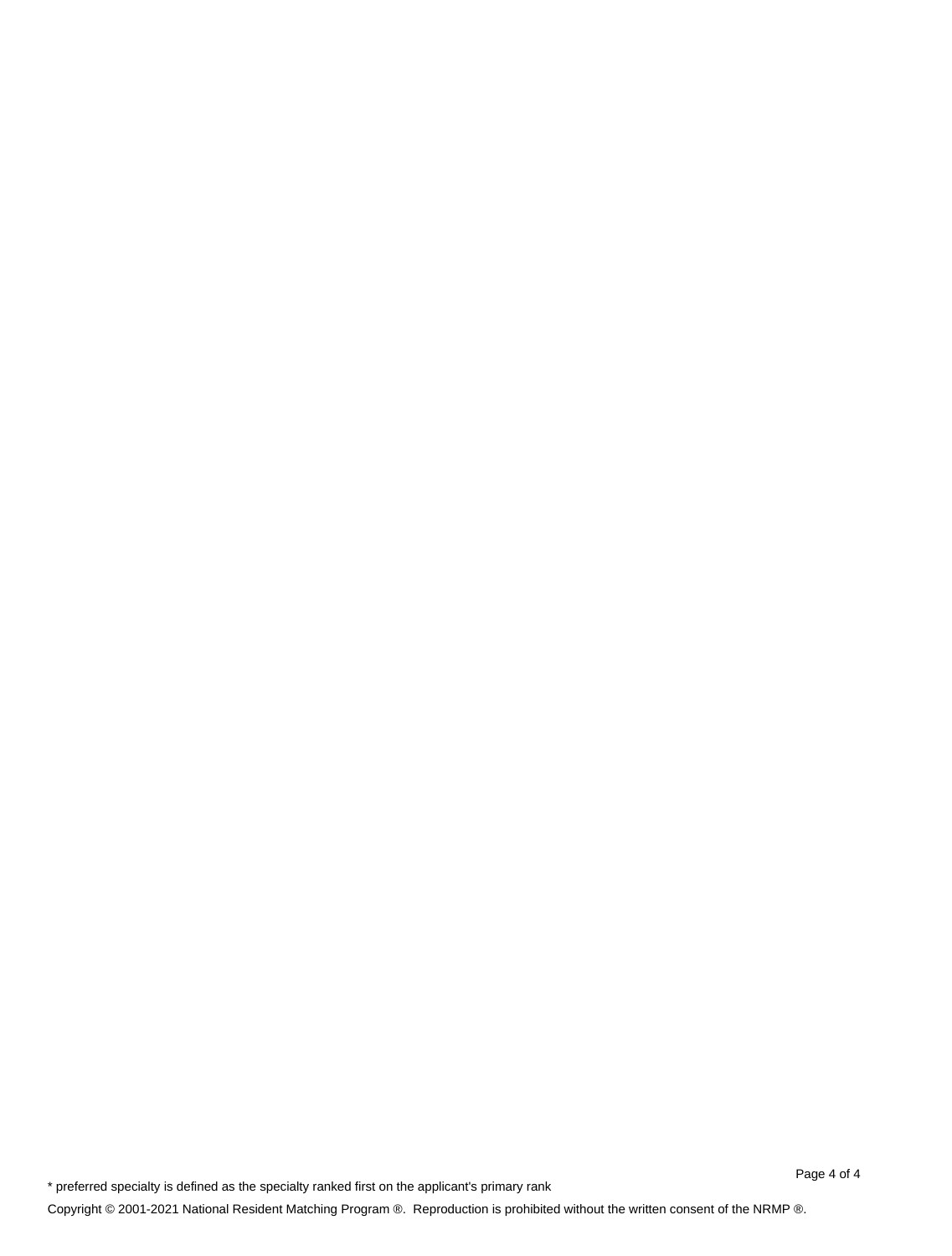* preferred specialty is defined as the specialty ranked first on the applicant's primary rank